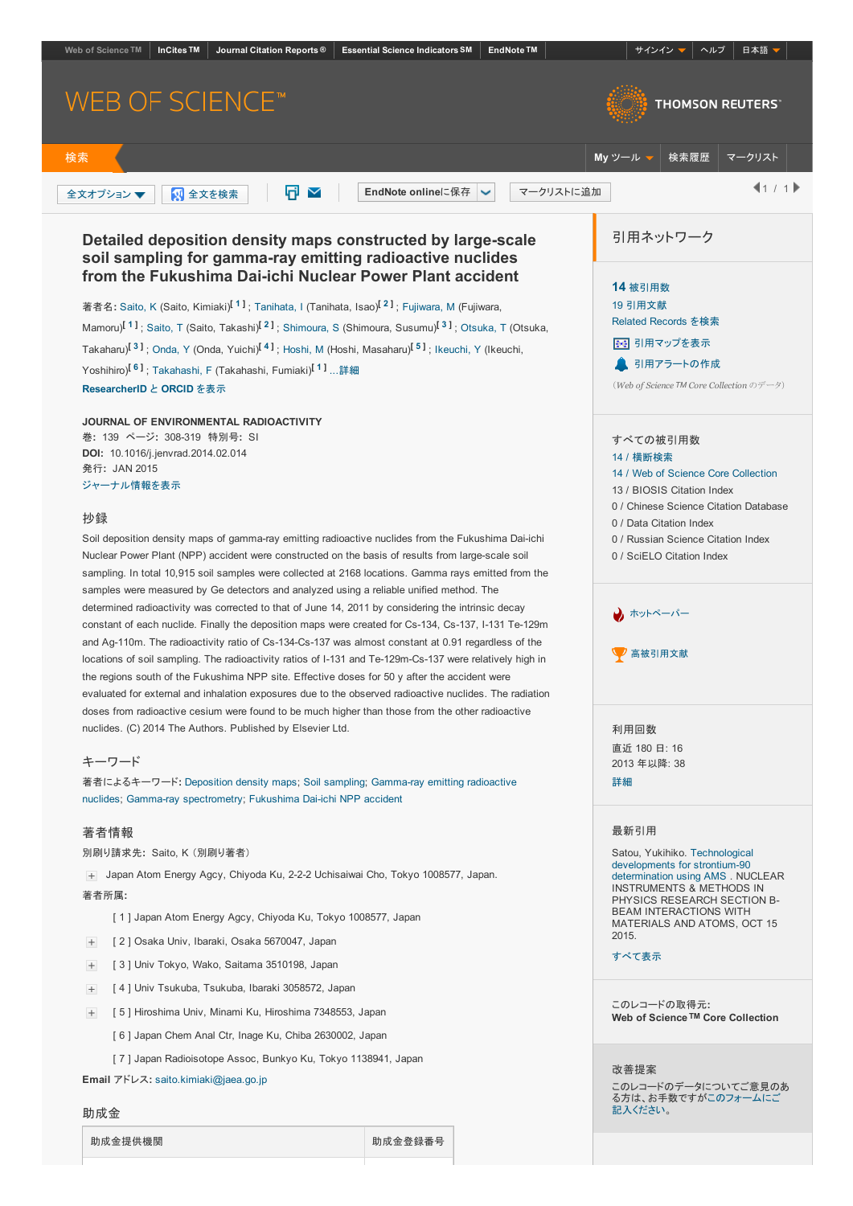Web of Science TM | InCites TM | Journal Citation Reports ® | Essential Science Indicators SM | EndNote TM

サインイン | ヘルプ | 日本語

# WEB OF SCIENCE™

THOMSON REUTERS™

検索 | My ツール | 検索履歴 | マークリスト

全文オプション | 全文を検索 | EndNote onlineに保存 | マークリストに追加 | 1 / 1

## Detailed deposition density maps constructed by large-scale soil sampling for gamma-ray emitting radioactive nuclides from the Fukushima Dai-ichi Nuclear Power Plant accident

著者名: Saito, K (Saito, Kimiaki)[1]; Tanihata, I (Tanihata, Isao)[2]; Fujiwara, M (Fujiwara, Mamoru)[1]; Saito, T (Saito, Takashi)[2]; Shimoura, S (Shimoura, Susumu)[3]; Otsuka, T (Otsuka, Takaharu)[3]; Onda, Y (Onda, Yuichi)[4]; Hoshi, M (Hoshi, Masaharu)[5]; Ikeuchi, Y (Ikeuchi, Yoshihiro)[6]; Takahashi, F (Takahashi, Fumiaki)[1] ...詳細

ResearcherID と ORCID を表示

**JOURNAL OF ENVIRONMENTAL RADIOACTIVITY**

巻: 139 ページ: 308-319 特別号: SI

**DOI:** 10.1016/j.jenvrad.2014.02.014

発行: JAN 2015

ジャーナル情報を表示

### 抄録

Soil deposition density maps of gamma-ray emitting radioactive nuclides from the Fukushima Dai-ichi Nuclear Power Plant (NPP) accident were constructed on the basis of results from large-scale soil sampling. In total 10,915 soil samples were collected at 2168 locations. Gamma rays emitted from the samples were measured by Ge detectors and analyzed using a reliable unified method. The determined radioactivity was corrected to that of June 14, 2011 by considering the intrinsic decay constant of each nuclide. Finally the deposition maps were created for Cs-134, Cs-137, I-131 Te-129m and Ag-110m. The radioactivity ratio of Cs-134-Cs-137 was almost constant at 0.91 regardless of the locations of soil sampling. The radioactivity ratios of I-131 and Te-129m-Cs-137 were relatively high in the regions south of the Fukushima NPP site. Effective doses for 50 y after the accident were evaluated for external and inhalation exposures due to the observed radioactive nuclides. The radiation doses from radioactive cesium were found to be much higher than those from the other radioactive nuclides. (C) 2014 The Authors. Published by Elsevier Ltd.

### キーワード

著者によるキーワード: Deposition density maps; Soil sampling; Gamma-ray emitting radioactive nuclides; Gamma-ray spectrometry; Fukushima Dai-ichi NPP accident

### 著者情報

別刷り請求先: Saito, K（別刷り著者）

Japan Atom Energy Agcy, Chiyoda Ku, 2-2-2 Uchisaiwai Cho, Tokyo 1008577, Japan.

著者所属:

[ 1 ] Japan Atom Energy Agcy, Chiyoda Ku, Tokyo 1008577, Japan

[ 2 ] Osaka Univ, Ibaraki, Osaka 5670047, Japan

[ 3 ] Univ Tokyo, Wako, Saitama 3510198, Japan

[ 4 ] Univ Tsukuba, Tsukuba, Ibaraki 3058572, Japan

[ 5 ] Hiroshima Univ, Minami Ku, Hiroshima 7348553, Japan

[ 6 ] Japan Chem Anal Ctr, Inage Ku, Chiba 2630002, Japan

[ 7 ] Japan Radioisotope Assoc, Bunkyo Ku, Tokyo 1138941, Japan

**Email** アドレス: saito.kimiaki@jaea.go.jp

### 助成金

| 助成金提供機関 | 助成金登録番号 |
|---|---|

### 引用ネットワーク

**14** 被引用数

19 引用文献

Related Records を検索

引用マップを表示

引用アラートの作成

（Web of Science TM Core Collection のデータ）

すべての被引用数

14 / 横断検索

14 / Web of Science Core Collection

13 / BIOSIS Citation Index

0 / Chinese Science Citation Database

0 / Data Citation Index

0 / Russian Science Citation Index

0 / SciELO Citation Index

ホットペーパー

高被引用文献

利用回数

直近 180 日: 16

2013 年以降: 38

詳細

最新引用

Satou, Yukihiko. Technological developments for strontium-90 determination using AMS . NUCLEAR INSTRUMENTS & METHODS IN PHYSICS RESEARCH SECTION B-BEAM INTERACTIONS WITH MATERIALS AND ATOMS, OCT 15 2015.

すべて表示

このレコードの取得元:

**Web of Science™ Core Collection**

改善提案

このレコードのデータについてご意見のある方は、お手数ですがこのフォームにご記入ください。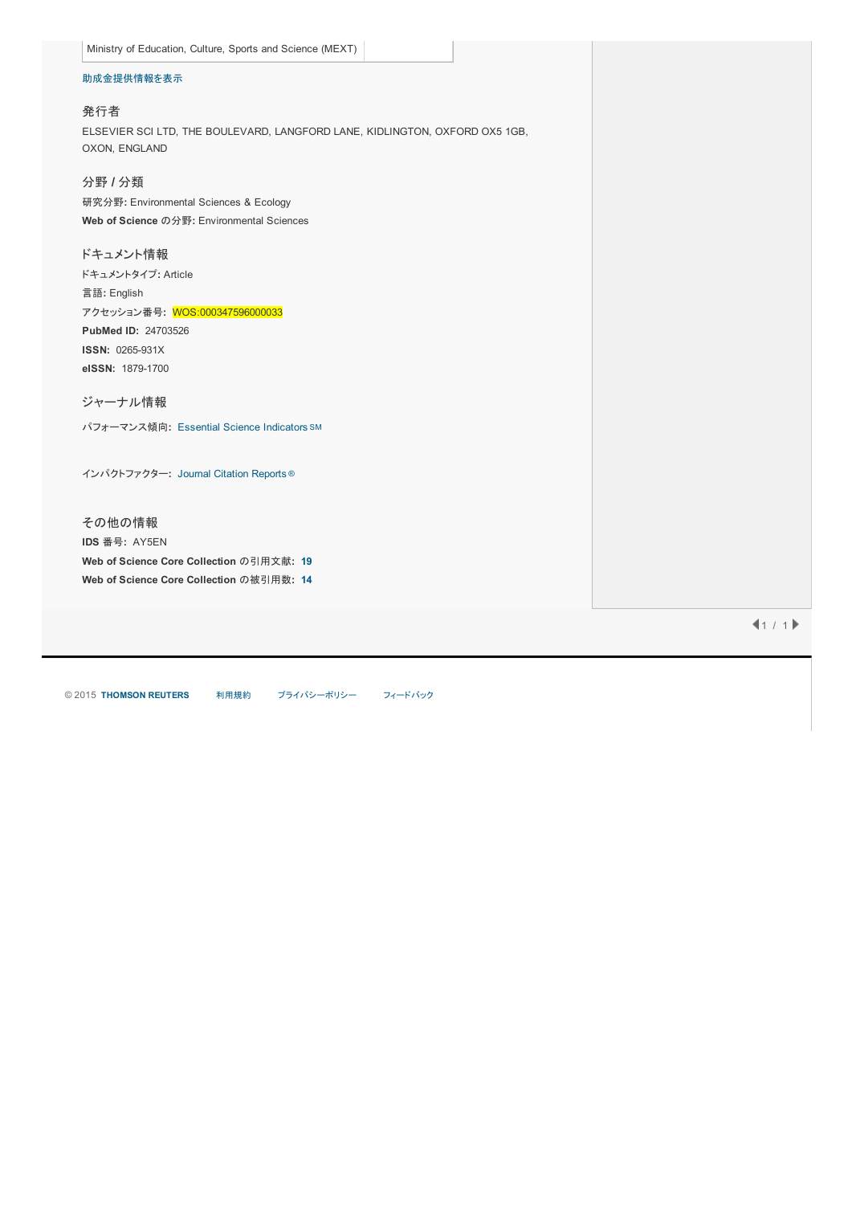| Ministry of Education, Culture, Sports and Science (MEXT) | |
|---|---|

助成金提供情報を表示

### 発行者

ELSEVIER SCI LTD, THE BOULEVARD, LANGFORD LANE, KIDLINGTON, OXFORD OX5 1GB, OXON, ENGLAND

### 分野 / 分類

研究分野: Environmental Sciences & Ecology

**Web of Science** の分野: Environmental Sciences

### ドキュメント情報

ドキュメントタイプ: Article

言語: English

アクセッション番号: WOS:000347596000033

**PubMed ID:** 24703526

**ISSN:** 0265-931X

**eISSN:** 1879-1700

### ジャーナル情報

パフォーマンス傾向: Essential Science Indicators SM

インパクトファクター: Journal Citation Reports ®

### その他の情報

**IDS** 番号: AY5EN

**Web of Science Core Collection** の引用文献: **19**

**Web of Science Core Collection** の被引用数: **14**

© 2015 **THOMSON REUTERS** 利用規約 プライバシーポリシー フィードバック